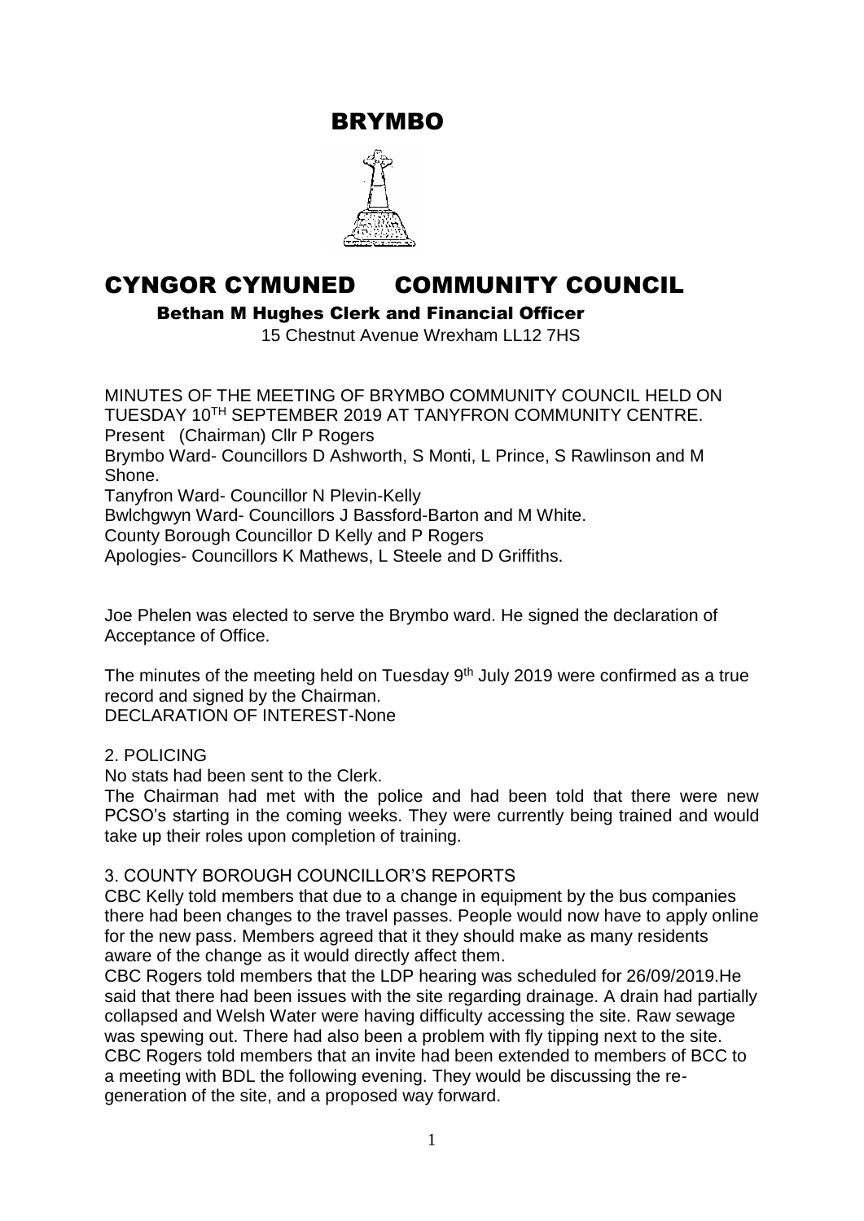# BRYMBO

# CYNGOR CYMUNED COMMUNITY COUNCIL

**Bethan M Hughes Clerk and Financial Officer**

15 Chestnut Avenue Wrexham LL12 7HS

MINUTES OF THE MEETING OF BRYMBO COMMUNITY COUNCIL HELD ON TUESDAY 10TH SEPTEMBER 2019 AT TANYFRON COMMUNITY CENTRE.

Present (Chairman) Cllr P Rogers

Brymbo Ward- Councillors D Ashworth, S Monti, L Prince, S Rawlinson and M Shone.

Tanyfron Ward- Councillor N Plevin-Kelly

Bwlchgwyn Ward- Councillors J Bassford-Barton and M White.

County Borough Councillor D Kelly and P Rogers

Apologies- Councillors K Mathews, L Steele and D Griffiths.

Joe Phelen was elected to serve the Brymbo ward. He signed the declaration of Acceptance of Office.

The minutes of the meeting held on Tuesday 9th July 2019 were confirmed as a true record and signed by the Chairman.

DECLARATION OF INTEREST-None

## 2. POLICING

No stats had been sent to the Clerk.

The Chairman had met with the police and had been told that there were new PCSO's starting in the coming weeks. They were currently being trained and would take up their roles upon completion of training.

## 3. COUNTY BOROUGH COUNCILLOR'S REPORTS

CBC Kelly told members that due to a change in equipment by the bus companies there had been changes to the travel passes. People would now have to apply online for the new pass. Members agreed that it they should make as many residents aware of the change as it would directly affect them.

CBC Rogers told members that the LDP hearing was scheduled for 26/09/2019.He said that there had been issues with the site regarding drainage. A drain had partially collapsed and Welsh Water were having difficulty accessing the site. Raw sewage was spewing out. There had also been a problem with fly tipping next to the site.

CBC Rogers told members that an invite had been extended to members of BCC to a meeting with BDL the following evening. They would be discussing the re-generation of the site, and a proposed way forward.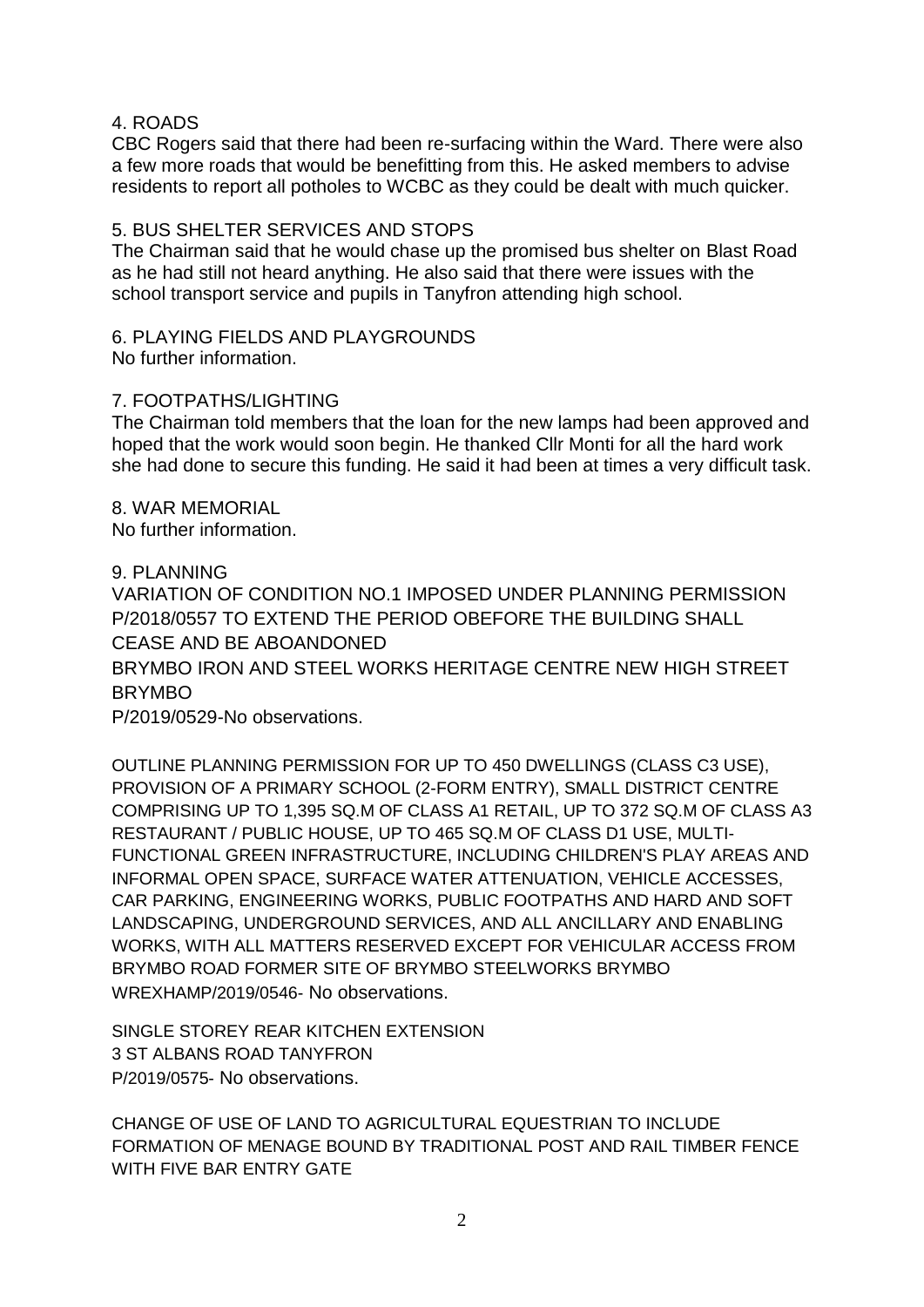## 4. ROADS

CBC Rogers said that there had been re-surfacing within the Ward. There were also a few more roads that would be benefitting from this. He asked members to advise residents to report all potholes to WCBC as they could be dealt with much quicker.

## 5. BUS SHELTER SERVICES AND STOPS

The Chairman said that he would chase up the promised bus shelter on Blast Road as he had still not heard anything. He also said that there were issues with the school transport service and pupils in Tanyfron attending high school.

## 6. PLAYING FIELDS AND PLAYGROUNDS

No further information.

## 7. FOOTPATHS/LIGHTING

The Chairman told members that the loan for the new lamps had been approved and hoped that the work would soon begin. He thanked Cllr Monti for all the hard work she had done to secure this funding. He said it had been at times a very difficult task.

## 8. WAR MEMORIAL

No further information.

## 9. PLANNING

VARIATION OF CONDITION NO.1 IMPOSED UNDER PLANNING PERMISSION P/2018/0557 TO EXTEND THE PERIOD OBEFORE THE BUILDING SHALL CEASE AND BE ABOANDONED
BRYMBO IRON AND STEEL WORKS HERITAGE CENTRE NEW HIGH STREET BRYMBO
P/2019/0529-No observations.

OUTLINE PLANNING PERMISSION FOR UP TO 450 DWELLINGS (CLASS C3 USE), PROVISION OF A PRIMARY SCHOOL (2-FORM ENTRY), SMALL DISTRICT CENTRE COMPRISING UP TO 1,395 SQ.M OF CLASS A1 RETAIL, UP TO 372 SQ.M OF CLASS A3 RESTAURANT / PUBLIC HOUSE, UP TO 465 SQ.M OF CLASS D1 USE, MULTI-FUNCTIONAL GREEN INFRASTRUCTURE, INCLUDING CHILDREN'S PLAY AREAS AND INFORMAL OPEN SPACE, SURFACE WATER ATTENUATION, VEHICLE ACCESSES, CAR PARKING, ENGINEERING WORKS, PUBLIC FOOTPATHS AND HARD AND SOFT LANDSCAPING, UNDERGROUND SERVICES, AND ALL ANCILLARY AND ENABLING WORKS, WITH ALL MATTERS RESERVED EXCEPT FOR VEHICULAR ACCESS FROM BRYMBO ROAD FORMER SITE OF BRYMBO STEELWORKS BRYMBO WREXHAMP/2019/0546- No observations.

SINGLE STOREY REAR KITCHEN EXTENSION
3 ST ALBANS ROAD TANYFRON
P/2019/0575- No observations.

CHANGE OF USE OF LAND TO AGRICULTURAL EQUESTRIAN TO INCLUDE FORMATION OF MENAGE BOUND BY TRADITIONAL POST AND RAIL TIMBER FENCE WITH FIVE BAR ENTRY GATE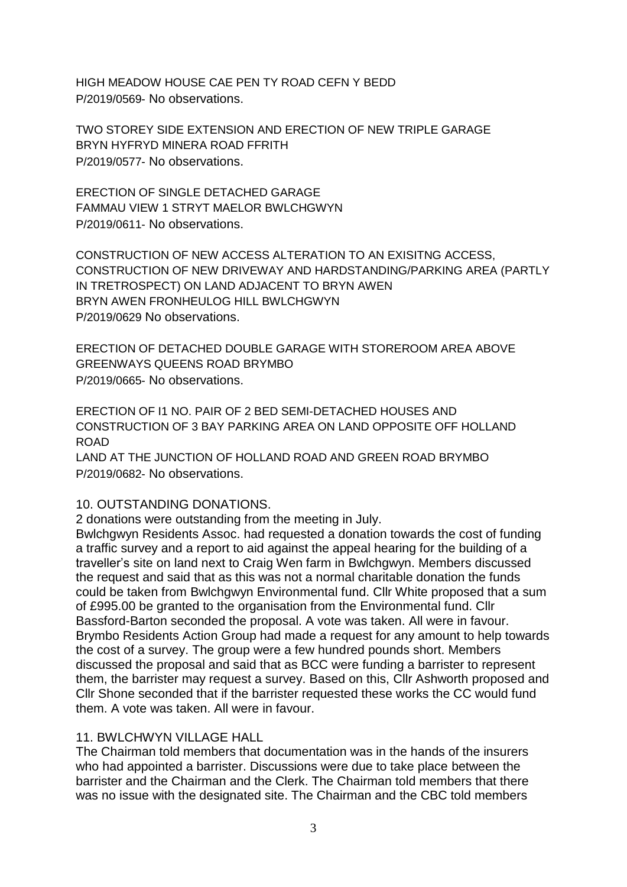HIGH MEADOW HOUSE CAE PEN TY ROAD CEFN Y BEDD
P/2019/0569- No observations.

TWO STOREY SIDE EXTENSION AND ERECTION OF NEW TRIPLE GARAGE
BRYN HYFRYD MINERA ROAD FFRITH
P/2019/0577- No observations.

ERECTION OF SINGLE DETACHED GARAGE
FAMMAU VIEW 1 STRYT MAELOR BWLCHGWYN
P/2019/0611- No observations.

CONSTRUCTION OF NEW ACCESS ALTERATION TO AN EXISITNG ACCESS, CONSTRUCTION OF NEW DRIVEWAY AND HARDSTANDING/PARKING AREA (PARTLY IN TRETROSPECT) ON LAND ADJACENT TO BRYN AWEN
BRYN AWEN FRONHEULOG HILL BWLCHGWYN
P/2019/0629 No observations.

ERECTION OF DETACHED DOUBLE GARAGE WITH STOREROOM AREA ABOVE
GREENWAYS QUEENS ROAD BRYMBO
P/2019/0665- No observations.

ERECTION OF I1 NO. PAIR OF 2 BED SEMI-DETACHED HOUSES AND CONSTRUCTION OF 3 BAY PARKING AREA ON LAND OPPOSITE OFF HOLLAND ROAD
LAND AT THE JUNCTION OF HOLLAND ROAD AND GREEN ROAD BRYMBO
P/2019/0682- No observations.

## 10. OUTSTANDING DONATIONS.

2 donations were outstanding from the meeting in July.
Bwlchgwyn Residents Assoc. had requested a donation towards the cost of funding a traffic survey and a report to aid against the appeal hearing for the building of a traveller's site on land next to Craig Wen farm in Bwlchgwyn. Members discussed the request and said that as this was not a normal charitable donation the funds could be taken from Bwlchgwyn Environmental fund. Cllr White proposed that a sum of £995.00 be granted to the organisation from the Environmental fund. Cllr Bassford-Barton seconded the proposal. A vote was taken. All were in favour.
Brymbo Residents Action Group had made a request for any amount to help towards the cost of a survey. The group were a few hundred pounds short. Members discussed the proposal and said that as BCC were funding a barrister to represent them, the barrister may request a survey. Based on this, Cllr Ashworth proposed and Cllr Shone seconded that if the barrister requested these works the CC would fund them. A vote was taken. All were in favour.

## 11. BWLCHWYN VILLAGE HALL

The Chairman told members that documentation was in the hands of the insurers who had appointed a barrister. Discussions were due to take place between the barrister and the Chairman and the Clerk. The Chairman told members that there was no issue with the designated site. The Chairman and the CBC told members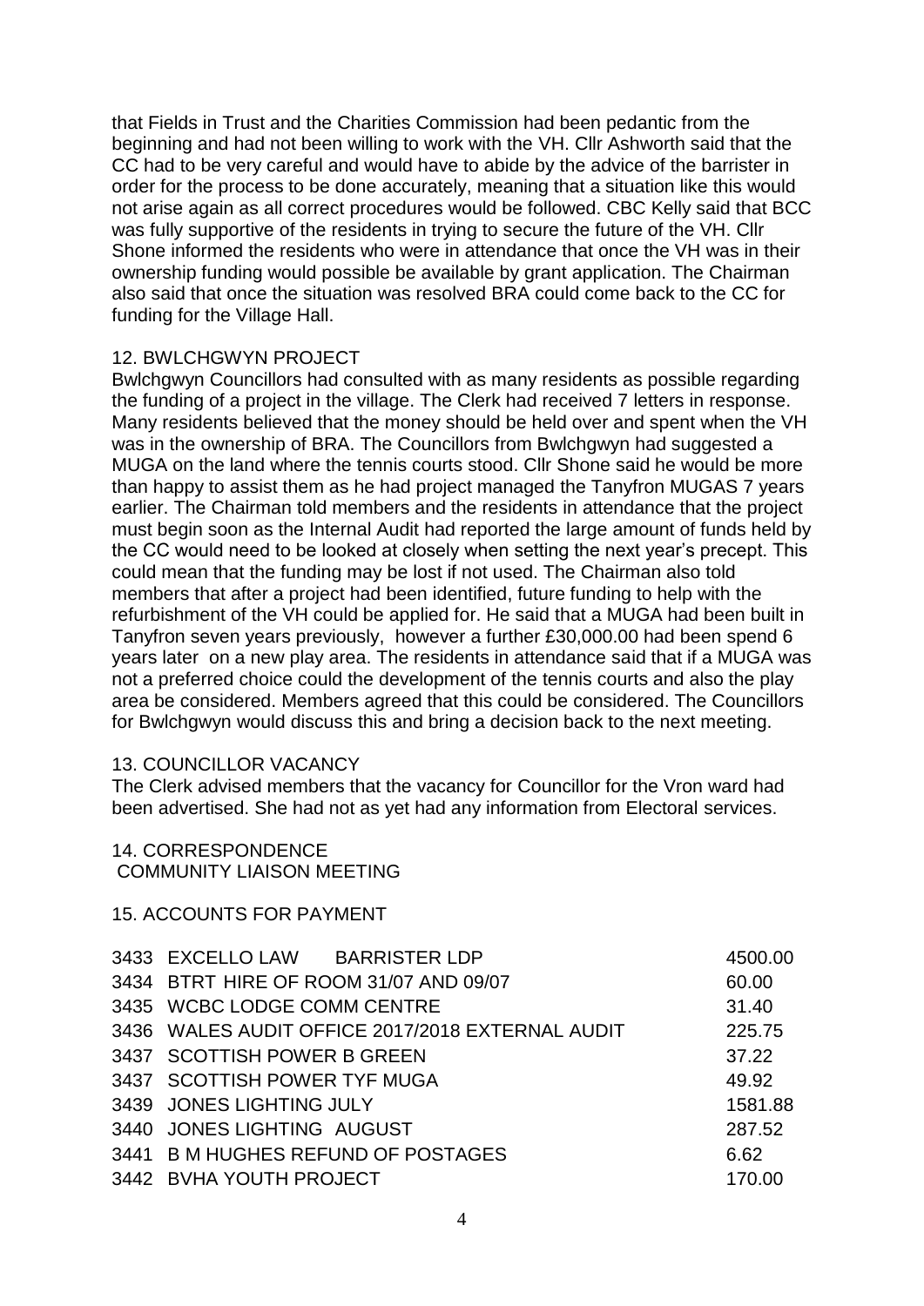that Fields in Trust and the Charities Commission had been pedantic from the beginning and had not been willing to work with the VH. Cllr Ashworth said that the CC had to be very careful and would have to abide by the advice of the barrister in order for the process to be done accurately, meaning that a situation like this would not arise again as all correct procedures would be followed. CBC Kelly said that BCC was fully supportive of the residents in trying to secure the future of the VH. Cllr Shone informed the residents who were in attendance that once the VH was in their ownership funding would possible be available by grant application. The Chairman also said that once the situation was resolved BRA could come back to the CC for funding for the Village Hall.

## 12. BWLCHGWYN PROJECT

Bwlchgwyn Councillors had consulted with as many residents as possible regarding the funding of a project in the village. The Clerk had received 7 letters in response. Many residents believed that the money should be held over and spent when the VH was in the ownership of BRA. The Councillors from Bwlchgwyn had suggested a MUGA on the land where the tennis courts stood. Cllr Shone said he would be more than happy to assist them as he had project managed the Tanyfron MUGAS 7 years earlier. The Chairman told members and the residents in attendance that the project must begin soon as the Internal Audit had reported the large amount of funds held by the CC would need to be looked at closely when setting the next year's precept. This could mean that the funding may be lost if not used. The Chairman also told members that after a project had been identified, future funding to help with the refurbishment of the VH could be applied for. He said that a MUGA had been built in Tanyfron seven years previously, however a further £30,000.00 had been spend 6 years later on a new play area. The residents in attendance said that if a MUGA was not a preferred choice could the development of the tennis courts and also the play area be considered. Members agreed that this could be considered. The Councillors for Bwlchgwyn would discuss this and bring a decision back to the next meeting.

## 13. COUNCILLOR VACANCY

The Clerk advised members that the vacancy for Councillor for the Vron ward had been advertised. She had not as yet had any information from Electoral services.

## 14. CORRESPONDENCE

COMMUNITY LIAISON MEETING

## 15. ACCOUNTS FOR PAYMENT

| | | |
|---|---|---|
| 3433 | EXCELLO LAW BARRISTER LDP | 4500.00 |
| 3434 | BTRT HIRE OF ROOM 31/07 AND 09/07 | 60.00 |
| 3435 | WCBC LODGE COMM CENTRE | 31.40 |
| 3436 | WALES AUDIT OFFICE 2017/2018 EXTERNAL AUDIT | 225.75 |
| 3437 | SCOTTISH POWER B GREEN | 37.22 |
| 3437 | SCOTTISH POWER TYF MUGA | 49.92 |
| 3439 | JONES LIGHTING JULY | 1581.88 |
| 3440 | JONES LIGHTING AUGUST | 287.52 |
| 3441 | B M HUGHES REFUND OF POSTAGES | 6.62 |
| 3442 | BVHA YOUTH PROJECT | 170.00 |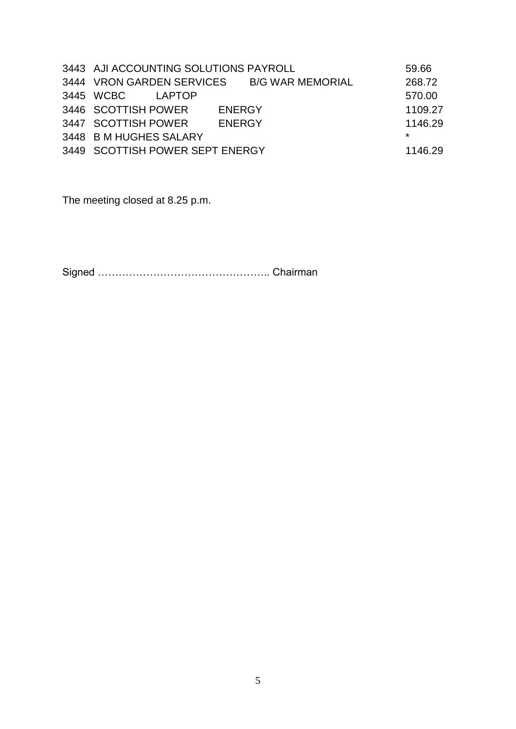| | | | |
|---|---|---|---|
| 3443 | AJI ACCOUNTING SOLUTIONS PAYROLL | | 59.66 |
| 3444 | VRON GARDEN SERVICES | B/G WAR MEMORIAL | 268.72 |
| 3445 | WCBC | LAPTOP | 570.00 |
| 3446 | SCOTTISH POWER | ENERGY | 1109.27 |
| 3447 | SCOTTISH POWER | ENERGY | 1146.29 |
| 3448 | B M HUGHES SALARY | | * |
| 3449 | SCOTTISH POWER SEPT ENERGY | | 1146.29 |

The meeting closed at 8.25 p.m.

Signed ………………………………………….. Chairman